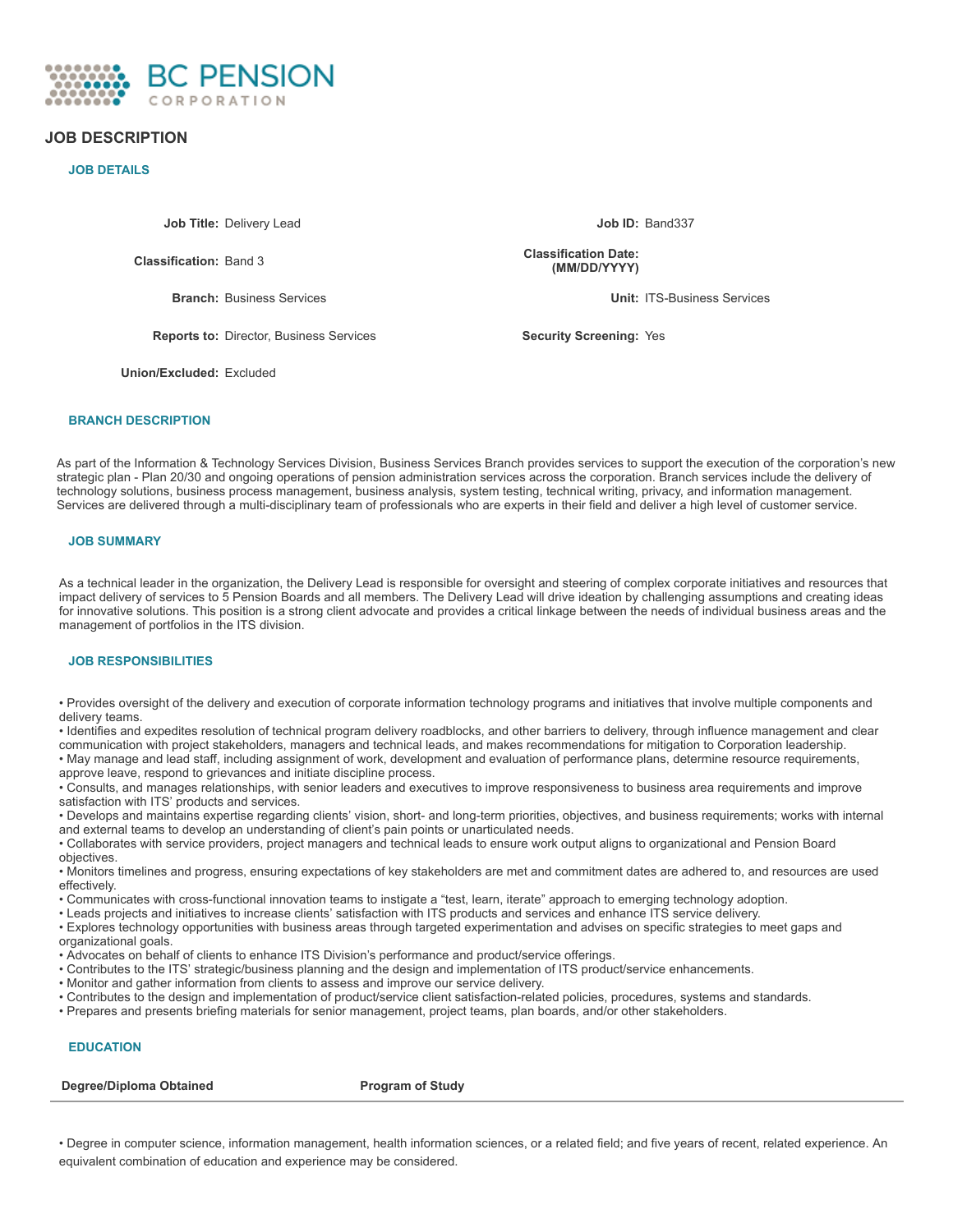BC PENSION CORPORATION

# JOB DESCRIPTION

## JOB DETAILS

| | | | |
|---|---|---|---|
| **Job Title:** | Delivery Lead | **Job ID:** | Band337 |
| **Classification:** | Band 3 | **Classification Date: (MM/DD/YYYY)** | |
| **Branch:** | Business Services | **Unit:** | ITS-Business Services |
| **Reports to:** | Director, Business Services | **Security Screening:** | Yes |
| **Union/Excluded:** | Excluded | | |

## BRANCH DESCRIPTION

As part of the Information & Technology Services Division, Business Services Branch provides services to support the execution of the corporation's new strategic plan - Plan 20/30 and ongoing operations of pension administration services across the corporation. Branch services include the delivery of technology solutions, business process management, business analysis, system testing, technical writing, privacy, and information management. Services are delivered through a multi-disciplinary team of professionals who are experts in their field and deliver a high level of customer service.

## JOB SUMMARY

As a technical leader in the organization, the Delivery Lead is responsible for oversight and steering of complex corporate initiatives and resources that impact delivery of services to 5 Pension Boards and all members. The Delivery Lead will drive ideation by challenging assumptions and creating ideas for innovative solutions. This position is a strong client advocate and provides a critical linkage between the needs of individual business areas and the management of portfolios in the ITS division.

## JOB RESPONSIBILITIES

- Provides oversight of the delivery and execution of corporate information technology programs and initiatives that involve multiple components and delivery teams.
- Identifies and expedites resolution of technical program delivery roadblocks, and other barriers to delivery, through influence management and clear communication with project stakeholders, managers and technical leads, and makes recommendations for mitigation to Corporation leadership.
- May manage and lead staff, including assignment of work, development and evaluation of performance plans, determine resource requirements, approve leave, respond to grievances and initiate discipline process.
- Consults, and manages relationships, with senior leaders and executives to improve responsiveness to business area requirements and improve satisfaction with ITS' products and services.
- Develops and maintains expertise regarding clients' vision, short- and long-term priorities, objectives, and business requirements; works with internal and external teams to develop an understanding of client's pain points or unarticulated needs.
- Collaborates with service providers, project managers and technical leads to ensure work output aligns to organizational and Pension Board objectives.
- Monitors timelines and progress, ensuring expectations of key stakeholders are met and commitment dates are adhered to, and resources are used effectively.
- Communicates with cross-functional innovation teams to instigate a "test, learn, iterate" approach to emerging technology adoption.
- Leads projects and initiatives to increase clients' satisfaction with ITS products and services and enhance ITS service delivery.
- Explores technology opportunities with business areas through targeted experimentation and advises on specific strategies to meet gaps and organizational goals.
- Advocates on behalf of clients to enhance ITS Division's performance and product/service offerings.
- Contributes to the ITS' strategic/business planning and the design and implementation of ITS product/service enhancements.
- Monitor and gather information from clients to assess and improve our service delivery.
- Contributes to the design and implementation of product/service client satisfaction-related policies, procedures, systems and standards.
- Prepares and presents briefing materials for senior management, project teams, plan boards, and/or other stakeholders.

## EDUCATION

| Degree/Diploma Obtained | Program of Study |
|---|---|

- Degree in computer science, information management, health information sciences, or a related field; and five years of recent, related experience. An equivalent combination of education and experience may be considered.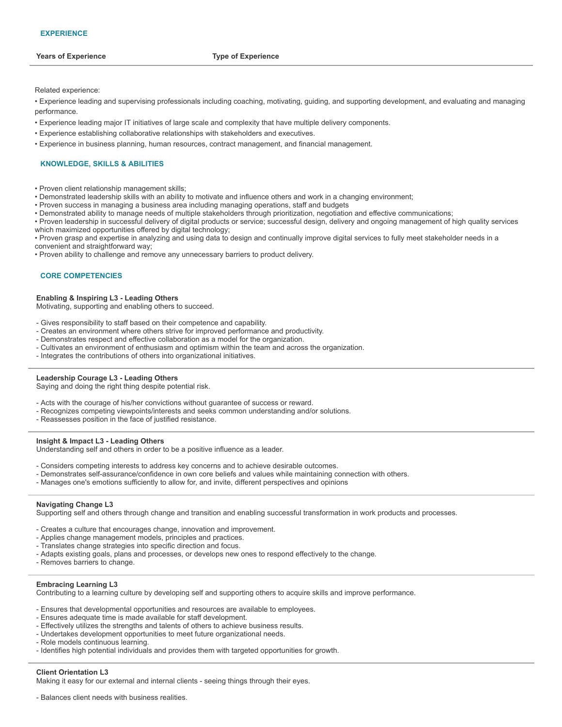## EXPERIENCE

| Years of Experience | Type of Experience |
|---|---|

Related experience:

• Experience leading and supervising professionals including coaching, motivating, guiding, and supporting development, and evaluating and managing performance.

• Experience leading major IT initiatives of large scale and complexity that have multiple delivery components.

• Experience establishing collaborative relationships with stakeholders and executives.

• Experience in business planning, human resources, contract management, and financial management.

## KNOWLEDGE, SKILLS & ABILITIES

• Proven client relationship management skills;
• Demonstrated leadership skills with an ability to motivate and influence others and work in a changing environment;
• Proven success in managing a business area including managing operations, staff and budgets
• Demonstrated ability to manage needs of multiple stakeholders through prioritization, negotiation and effective communications;
• Proven leadership in successful delivery of digital products or service; successful design, delivery and ongoing management of high quality services which maximized opportunities offered by digital technology;
• Proven grasp and expertise in analyzing and using data to design and continually improve digital services to fully meet stakeholder needs in a convenient and straightforward way;
• Proven ability to challenge and remove any unnecessary barriers to product delivery.

## CORE COMPETENCIES

**Enabling & Inspiring L3 - Leading Others**
Motivating, supporting and enabling others to succeed.

- Gives responsibility to staff based on their competence and capability.
- Creates an environment where others strive for improved performance and productivity.
- Demonstrates respect and effective collaboration as a model for the organization.
- Cultivates an environment of enthusiasm and optimism within the team and across the organization.
- Integrates the contributions of others into organizational initiatives.

---

**Leadership Courage L3 - Leading Others**
Saying and doing the right thing despite potential risk.

- Acts with the courage of his/her convictions without guarantee of success or reward.
- Recognizes competing viewpoints/interests and seeks common understanding and/or solutions.
- Reassesses position in the face of justified resistance.

---

**Insight & Impact L3 - Leading Others**
Understanding self and others in order to be a positive influence as a leader.

- Considers competing interests to address key concerns and to achieve desirable outcomes.
- Demonstrates self-assurance/confidence in own core beliefs and values while maintaining connection with others.
- Manages one's emotions sufficiently to allow for, and invite, different perspectives and opinions

---

**Navigating Change L3**
Supporting self and others through change and transition and enabling successful transformation in work products and processes.

- Creates a culture that encourages change, innovation and improvement.
- Applies change management models, principles and practices.
- Translates change strategies into specific direction and focus.
- Adapts existing goals, plans and processes, or develops new ones to respond effectively to the change.
- Removes barriers to change.

---

**Embracing Learning L3**
Contributing to a learning culture by developing self and supporting others to acquire skills and improve performance.

- Ensures that developmental opportunities and resources are available to employees.
- Ensures adequate time is made available for staff development.
- Effectively utilizes the strengths and talents of others to achieve business results.
- Undertakes development opportunities to meet future organizational needs.
- Role models continuous learning.
- Identifies high potential individuals and provides them with targeted opportunities for growth.

---

**Client Orientation L3**
Making it easy for our external and internal clients - seeing things through their eyes.

- Balances client needs with business realities.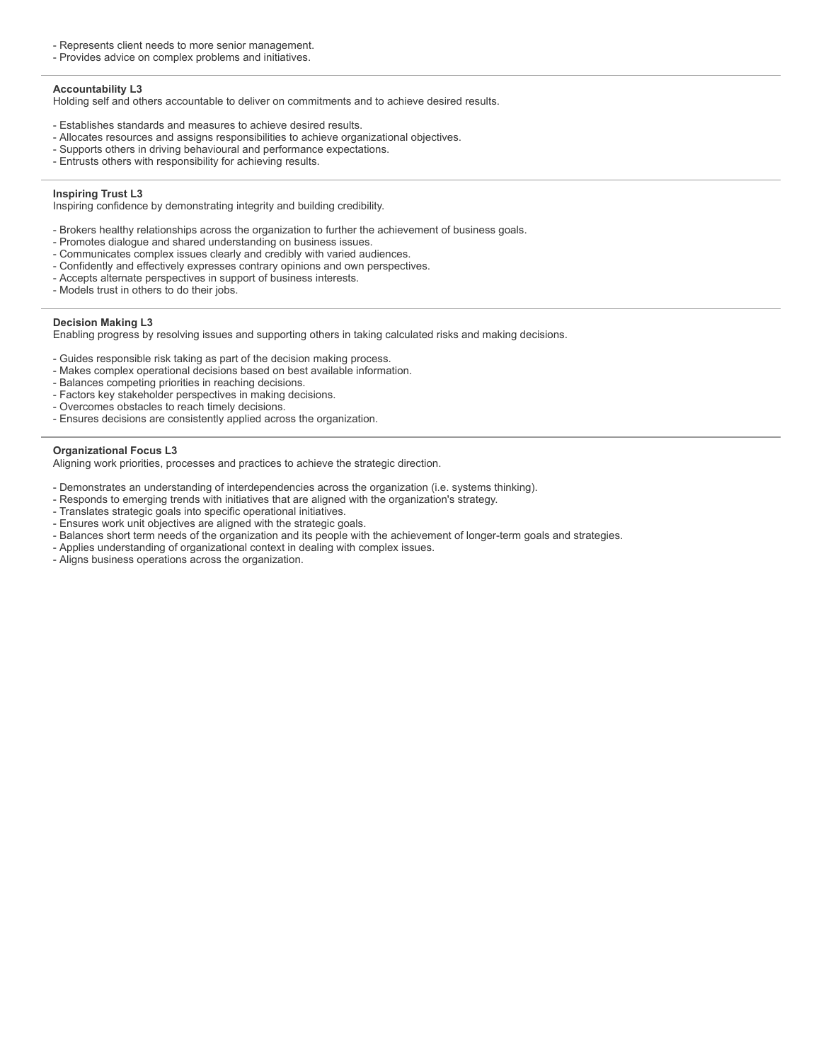- Represents client needs to more senior management.
- Provides advice on complex problems and initiatives.

---

**Accountability L3**
Holding self and others accountable to deliver on commitments and to achieve desired results.

- Establishes standards and measures to achieve desired results.
- Allocates resources and assigns responsibilities to achieve organizational objectives.
- Supports others in driving behavioural and performance expectations.
- Entrusts others with responsibility for achieving results.

---

**Inspiring Trust L3**
Inspiring confidence by demonstrating integrity and building credibility.

- Brokers healthy relationships across the organization to further the achievement of business goals.
- Promotes dialogue and shared understanding on business issues.
- Communicates complex issues clearly and credibly with varied audiences.
- Confidently and effectively expresses contrary opinions and own perspectives.
- Accepts alternate perspectives in support of business interests.
- Models trust in others to do their jobs.

---

**Decision Making L3**
Enabling progress by resolving issues and supporting others in taking calculated risks and making decisions.

- Guides responsible risk taking as part of the decision making process.
- Makes complex operational decisions based on best available information.
- Balances competing priorities in reaching decisions.
- Factors key stakeholder perspectives in making decisions.
- Overcomes obstacles to reach timely decisions.
- Ensures decisions are consistently applied across the organization.

---

**Organizational Focus L3**
Aligning work priorities, processes and practices to achieve the strategic direction.

- Demonstrates an understanding of interdependencies across the organization (i.e. systems thinking).
- Responds to emerging trends with initiatives that are aligned with the organization's strategy.
- Translates strategic goals into specific operational initiatives.
- Ensures work unit objectives are aligned with the strategic goals.
- Balances short term needs of the organization and its people with the achievement of longer-term goals and strategies.
- Applies understanding of organizational context in dealing with complex issues.
- Aligns business operations across the organization.